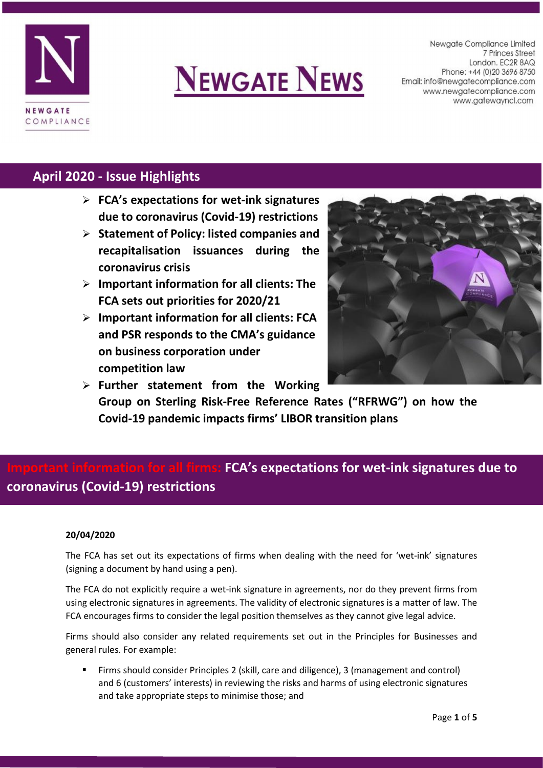# NEWGATE NEWS

Newgate Compliance Limited
7 Princes Street
London. EC2R 8AQ
Phone: +44 (0)20 3696 8750
Email: info@newgatecompliance.com
www.newgatecompliance.com
www.gatewayncl.com

## April 2020 - Issue Highlights

- **FCA's expectations for wet-ink signatures due to coronavirus (Covid-19) restrictions**
- **Statement of Policy: listed companies and recapitalisation issuances during the coronavirus crisis**
- **Important information for all clients: The FCA sets out priorities for 2020/21**
- **Important information for all clients: FCA and PSR responds to the CMA's guidance on business corporation under competition law**
- **Further statement from the Working Group on Sterling Risk-Free Reference Rates ("RFRWG") on how the Covid-19 pandemic impacts firms' LIBOR transition plans**

## Important information for all firms: FCA's expectations for wet-ink signatures due to coronavirus (Covid-19) restrictions

**20/04/2020**

The FCA has set out its expectations of firms when dealing with the need for 'wet-ink' signatures (signing a document by hand using a pen).

The FCA do not explicitly require a wet-ink signature in agreements, nor do they prevent firms from using electronic signatures in agreements. The validity of electronic signatures is a matter of law. The FCA encourages firms to consider the legal position themselves as they cannot give legal advice.

Firms should also consider any related requirements set out in the Principles for Businesses and general rules. For example:

- Firms should consider Principles 2 (skill, care and diligence), 3 (management and control) and 6 (customers' interests) in reviewing the risks and harms of using electronic signatures and take appropriate steps to minimise those; and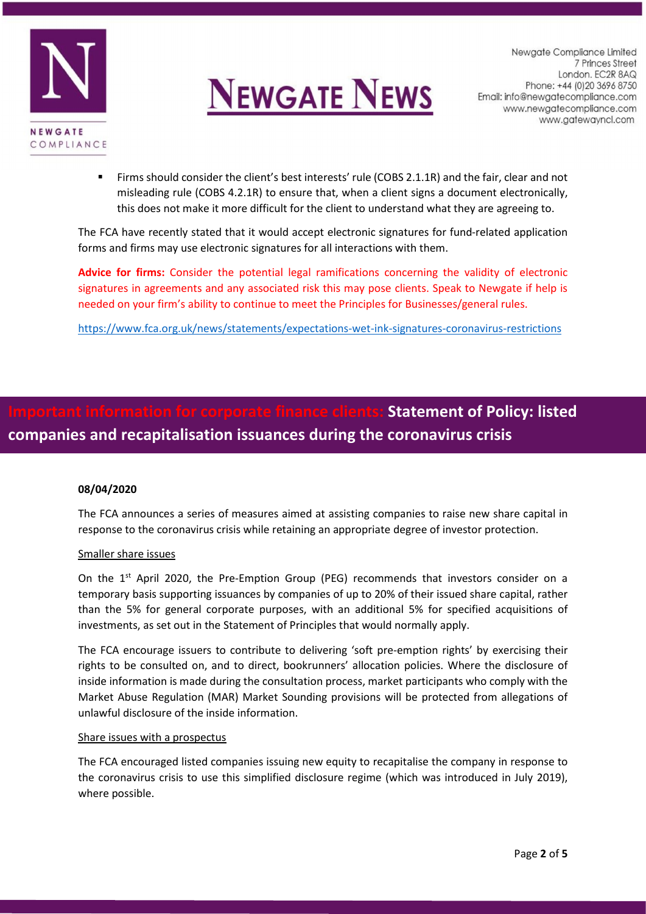- Firms should consider the client's best interests' rule (COBS 2.1.1R) and the fair, clear and not misleading rule (COBS 4.2.1R) to ensure that, when a client signs a document electronically, this does not make it more difficult for the client to understand what they are agreeing to.

The FCA have recently stated that it would accept electronic signatures for fund-related application forms and firms may use electronic signatures for all interactions with them.

**Advice for firms:** Consider the potential legal ramifications concerning the validity of electronic signatures in agreements and any associated risk this may pose clients. Speak to Newgate if help is needed on your firm's ability to continue to meet the Principles for Businesses/general rules.

https://www.fca.org.uk/news/statements/expectations-wet-ink-signatures-coronavirus-restrictions

## Important information for corporate finance clients: Statement of Policy: listed companies and recapitalisation issuances during the coronavirus crisis

**08/04/2020**

The FCA announces a series of measures aimed at assisting companies to raise new share capital in response to the coronavirus crisis while retaining an appropriate degree of investor protection.

Smaller share issues

On the 1st April 2020, the Pre-Emption Group (PEG) recommends that investors consider on a temporary basis supporting issuances by companies of up to 20% of their issued share capital, rather than the 5% for general corporate purposes, with an additional 5% for specified acquisitions of investments, as set out in the Statement of Principles that would normally apply.

The FCA encourage issuers to contribute to delivering 'soft pre-emption rights' by exercising their rights to be consulted on, and to direct, bookrunners' allocation policies. Where the disclosure of inside information is made during the consultation process, market participants who comply with the Market Abuse Regulation (MAR) Market Sounding provisions will be protected from allegations of unlawful disclosure of the inside information.

Share issues with a prospectus

The FCA encouraged listed companies issuing new equity to recapitalise the company in response to the coronavirus crisis to use this simplified disclosure regime (which was introduced in July 2019), where possible.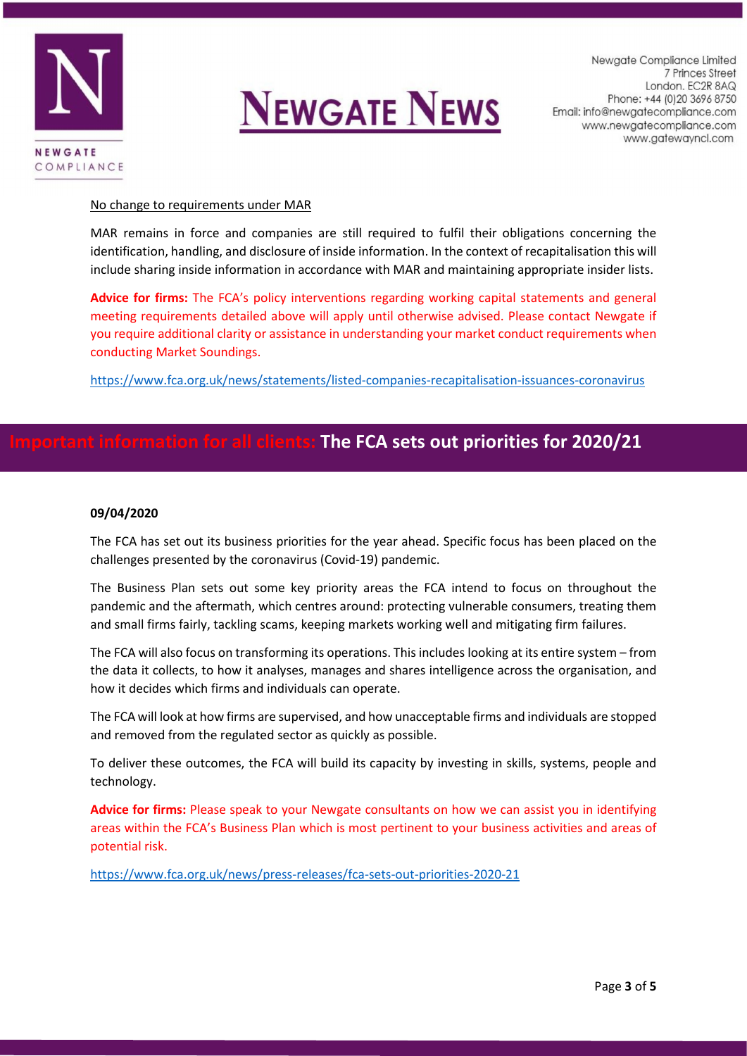No change to requirements under MAR

MAR remains in force and companies are still required to fulfil their obligations concerning the identification, handling, and disclosure of inside information. In the context of recapitalisation this will include sharing inside information in accordance with MAR and maintaining appropriate insider lists.

**Advice for firms:** The FCA's policy interventions regarding working capital statements and general meeting requirements detailed above will apply until otherwise advised. Please contact Newgate if you require additional clarity or assistance in understanding your market conduct requirements when conducting Market Soundings.

https://www.fca.org.uk/news/statements/listed-companies-recapitalisation-issuances-coronavirus

## Important information for all clients: The FCA sets out priorities for 2020/21

**09/04/2020**

The FCA has set out its business priorities for the year ahead. Specific focus has been placed on the challenges presented by the coronavirus (Covid-19) pandemic.

The Business Plan sets out some key priority areas the FCA intend to focus on throughout the pandemic and the aftermath, which centres around: protecting vulnerable consumers, treating them and small firms fairly, tackling scams, keeping markets working well and mitigating firm failures.

The FCA will also focus on transforming its operations. This includes looking at its entire system – from the data it collects, to how it analyses, manages and shares intelligence across the organisation, and how it decides which firms and individuals can operate.

The FCA will look at how firms are supervised, and how unacceptable firms and individuals are stopped and removed from the regulated sector as quickly as possible.

To deliver these outcomes, the FCA will build its capacity by investing in skills, systems, people and technology.

**Advice for firms:** Please speak to your Newgate consultants on how we can assist you in identifying areas within the FCA's Business Plan which is most pertinent to your business activities and areas of potential risk.

https://www.fca.org.uk/news/press-releases/fca-sets-out-priorities-2020-21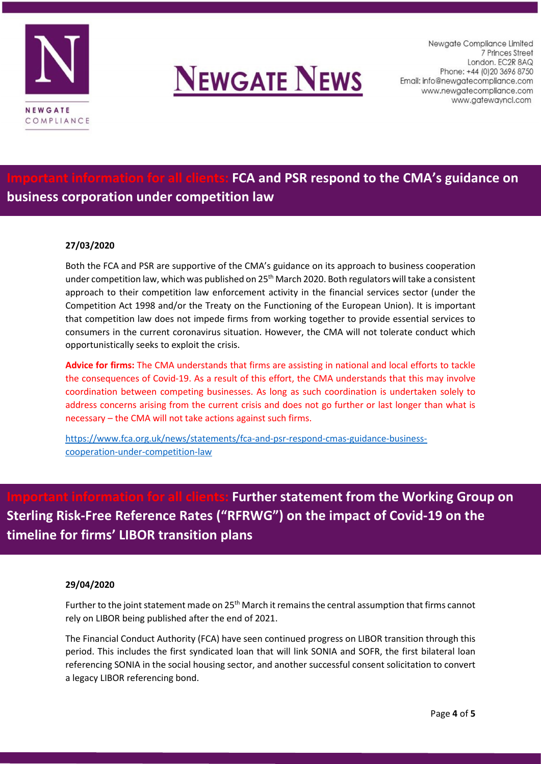## Important information for all clients: FCA and PSR respond to the CMA's guidance on business corporation under competition law

**27/03/2020**

Both the FCA and PSR are supportive of the CMA's guidance on its approach to business cooperation under competition law, which was published on 25th March 2020. Both regulators will take a consistent approach to their competition law enforcement activity in the financial services sector (under the Competition Act 1998 and/or the Treaty on the Functioning of the European Union). It is important that competition law does not impede firms from working together to provide essential services to consumers in the current coronavirus situation. However, the CMA will not tolerate conduct which opportunistically seeks to exploit the crisis.

**Advice for firms:** The CMA understands that firms are assisting in national and local efforts to tackle the consequences of Covid-19. As a result of this effort, the CMA understands that this may involve coordination between competing businesses. As long as such coordination is undertaken solely to address concerns arising from the current crisis and does not go further or last longer than what is necessary – the CMA will not take actions against such firms.

https://www.fca.org.uk/news/statements/fca-and-psr-respond-cmas-guidance-business-cooperation-under-competition-law

## Important information for all clients: Further statement from the Working Group on Sterling Risk-Free Reference Rates ("RFRWG") on the impact of Covid-19 on the timeline for firms' LIBOR transition plans

**29/04/2020**

Further to the joint statement made on 25th March it remains the central assumption that firms cannot rely on LIBOR being published after the end of 2021.

The Financial Conduct Authority (FCA) have seen continued progress on LIBOR transition through this period. This includes the first syndicated loan that will link SONIA and SOFR, the first bilateral loan referencing SONIA in the social housing sector, and another successful consent solicitation to convert a legacy LIBOR referencing bond.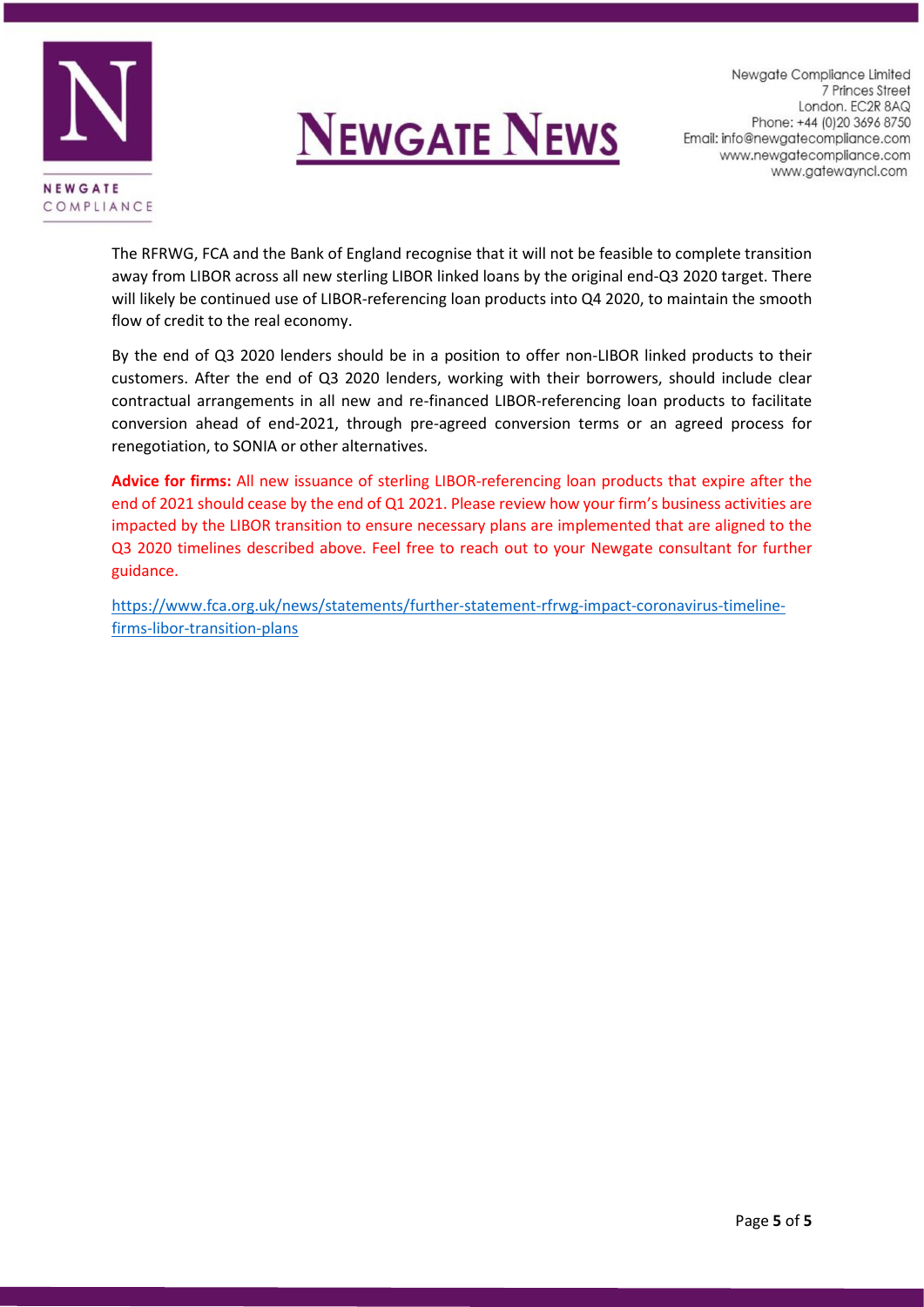The RFRWG, FCA and the Bank of England recognise that it will not be feasible to complete transition away from LIBOR across all new sterling LIBOR linked loans by the original end-Q3 2020 target. There will likely be continued use of LIBOR-referencing loan products into Q4 2020, to maintain the smooth flow of credit to the real economy.

By the end of Q3 2020 lenders should be in a position to offer non-LIBOR linked products to their customers. After the end of Q3 2020 lenders, working with their borrowers, should include clear contractual arrangements in all new and re-financed LIBOR-referencing loan products to facilitate conversion ahead of end-2021, through pre-agreed conversion terms or an agreed process for renegotiation, to SONIA or other alternatives.

**Advice for firms:** All new issuance of sterling LIBOR-referencing loan products that expire after the end of 2021 should cease by the end of Q1 2021. Please review how your firm's business activities are impacted by the LIBOR transition to ensure necessary plans are implemented that are aligned to the Q3 2020 timelines described above. Feel free to reach out to your Newgate consultant for further guidance.

https://www.fca.org.uk/news/statements/further-statement-rfrwg-impact-coronavirus-timeline-firms-libor-transition-plans